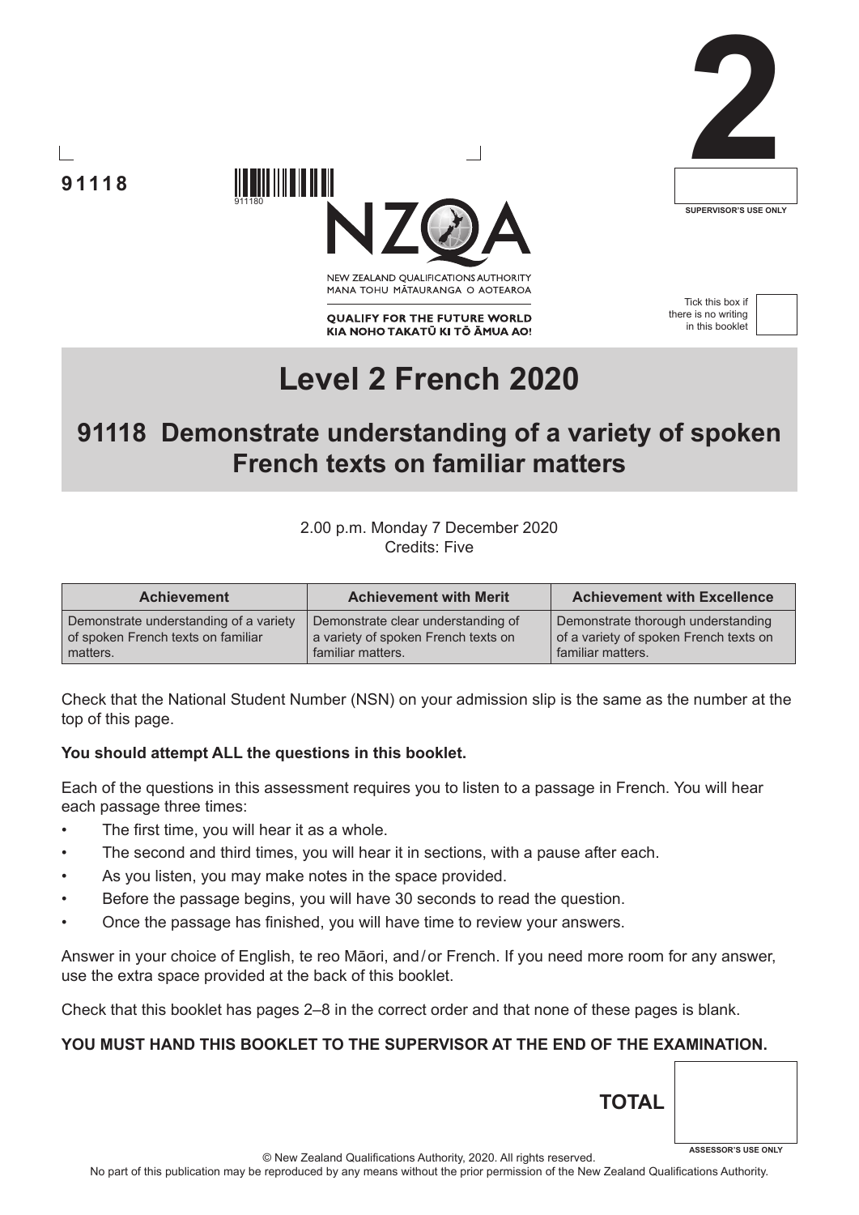91118

911180

NEW ZEALAND QUALIFICATIONS AUTHORITY
MANA TOHU MĀTAURANGA O AOTEAROA

**QUALIFY FOR THE FUTURE WORLD**
**KIA NOHO TAKATŪ KI TŌ ĀMUA AO!**

# 2

SUPERVISOR'S USE ONLY

Tick this box if there is no writing in this booklet

# Level 2 French 2020

## 91118 Demonstrate understanding of a variety of spoken French texts on familiar matters

2.00 p.m. Monday 7 December 2020
Credits: Five

| Achievement | Achievement with Merit | Achievement with Excellence |
|---|---|---|
| Demonstrate understanding of a variety of spoken French texts on familiar matters. | Demonstrate clear understanding of a variety of spoken French texts on familiar matters. | Demonstrate thorough understanding of a variety of spoken French texts on familiar matters. |

Check that the National Student Number (NSN) on your admission slip is the same as the number at the top of this page.

**You should attempt ALL the questions in this booklet.**

Each of the questions in this assessment requires you to listen to a passage in French. You will hear each passage three times:

- The first time, you will hear it as a whole.
- The second and third times, you will hear it in sections, with a pause after each.
- As you listen, you may make notes in the space provided.
- Before the passage begins, you will have 30 seconds to read the question.
- Once the passage has finished, you will have time to review your answers.

Answer in your choice of English, te reo Māori, and / or French. If you need more room for any answer, use the extra space provided at the back of this booklet.

Check that this booklet has pages 2–8 in the correct order and that none of these pages is blank.

**YOU MUST HAND THIS BOOKLET TO THE SUPERVISOR AT THE END OF THE EXAMINATION.**

**TOTAL**

ASSESSOR'S USE ONLY

© New Zealand Qualifications Authority, 2020. All rights reserved.
No part of this publication may be reproduced by any means without the prior permission of the New Zealand Qualifications Authority.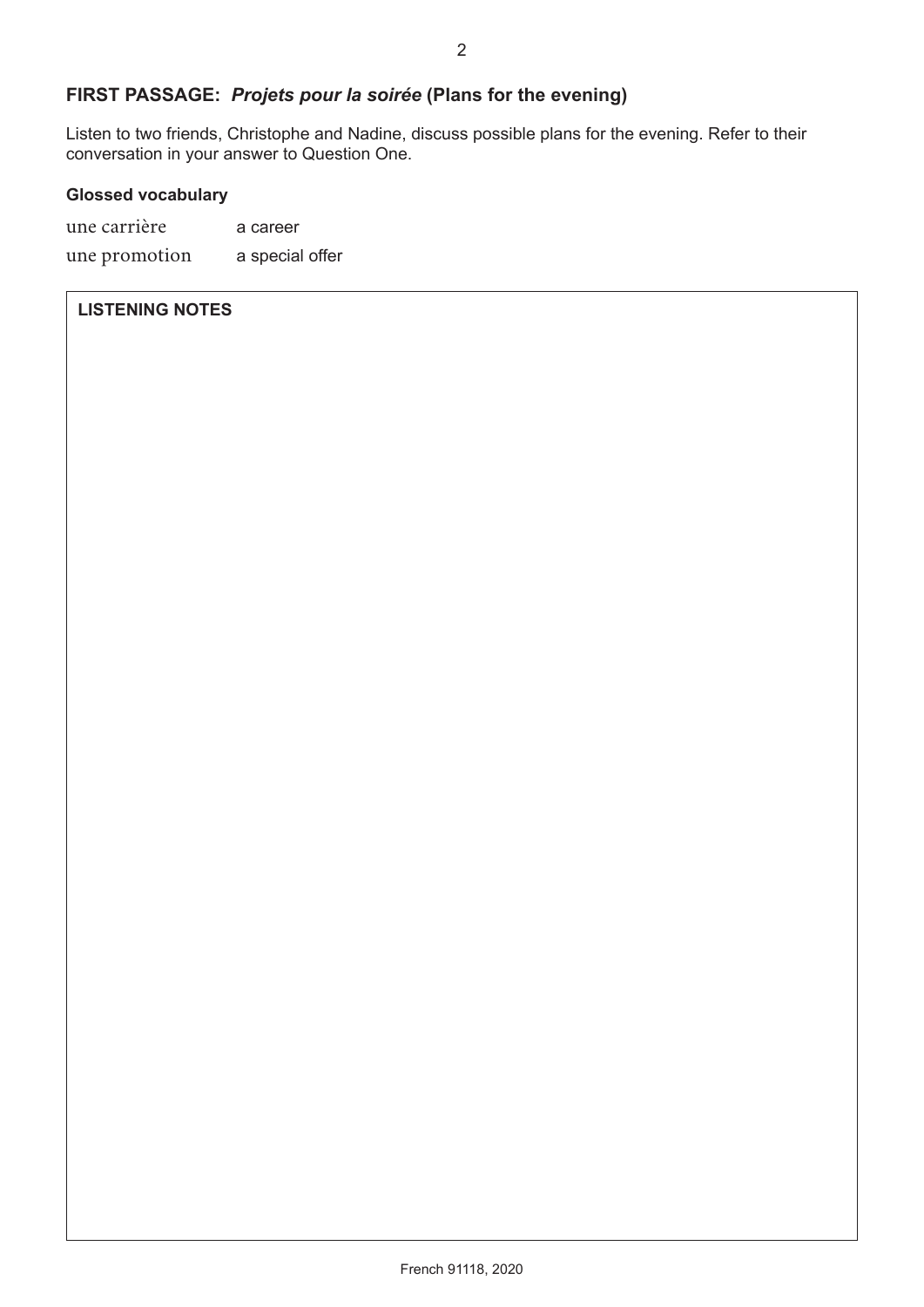## FIRST PASSAGE: *Projets pour la soirée* (Plans for the evening)

Listen to two friends, Christophe and Nadine, discuss possible plans for the evening. Refer to their conversation in your answer to Question One.

### Glossed vocabulary

| | |
|---|---|
| une carrière | a career |
| une promotion | a special offer |

**LISTENING NOTES**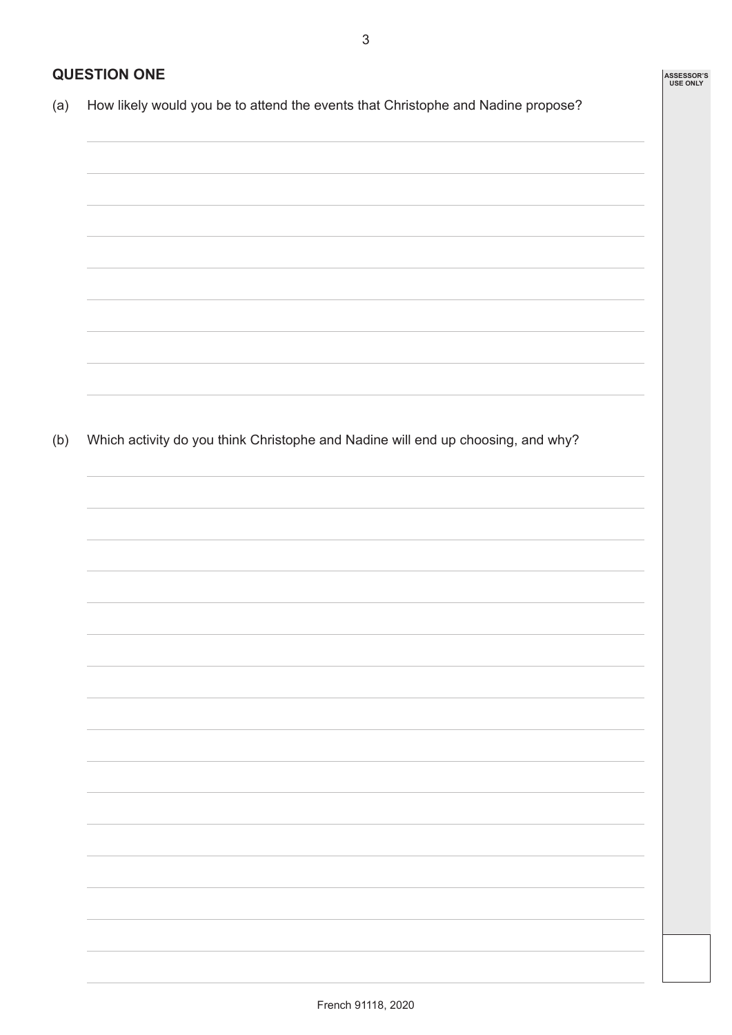## QUESTION ONE

(a) How likely would you be to attend the events that Christophe and Nadine propose?

(b) Which activity do you think Christophe and Nadine will end up choosing, and why?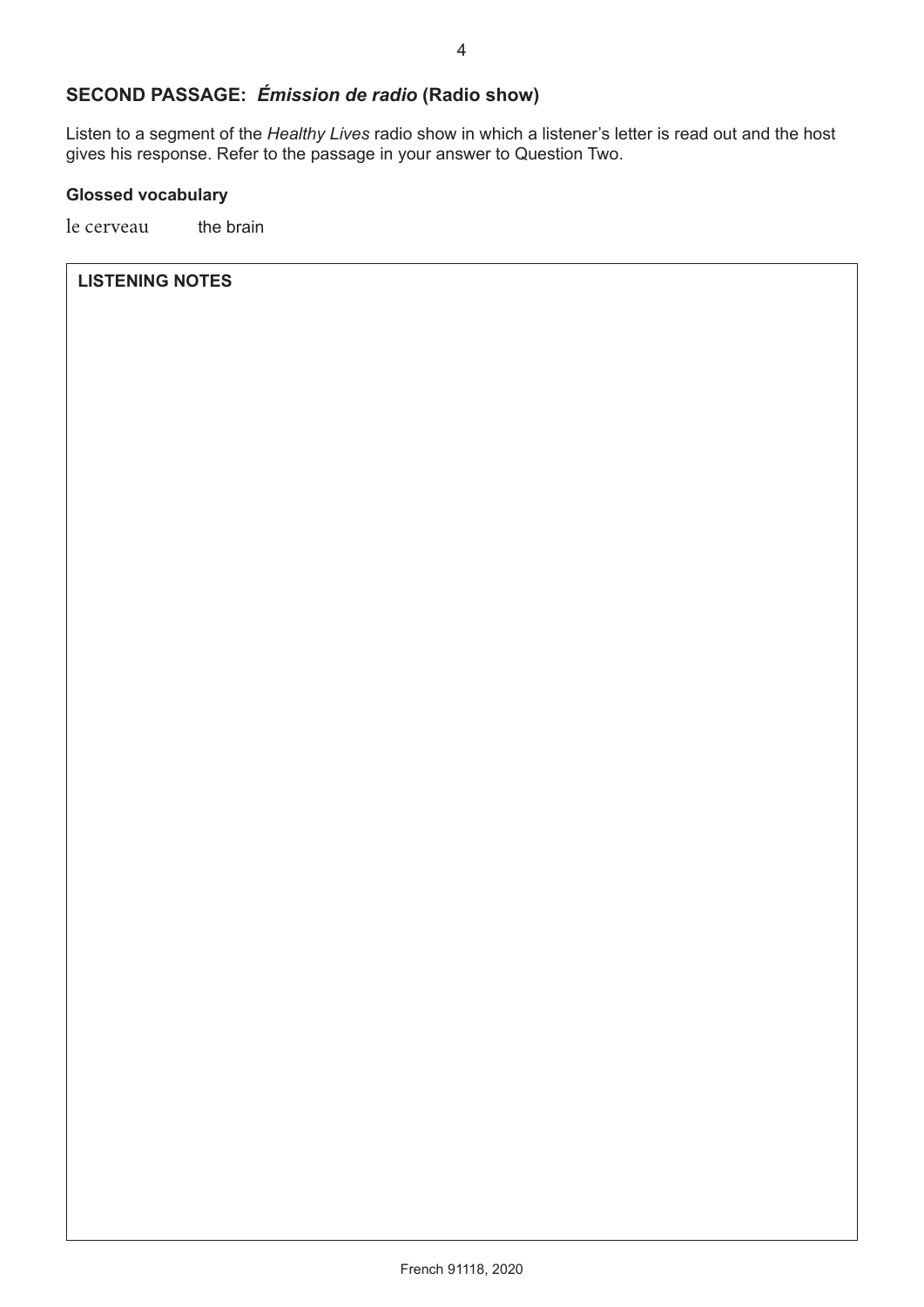## SECOND PASSAGE: *Émission de radio* (Radio show)

Listen to a segment of the *Healthy Lives* radio show in which a listener's letter is read out and the host gives his response. Refer to the passage in your answer to Question Two.

### Glossed vocabulary

le cerveau    the brain

**LISTENING NOTES**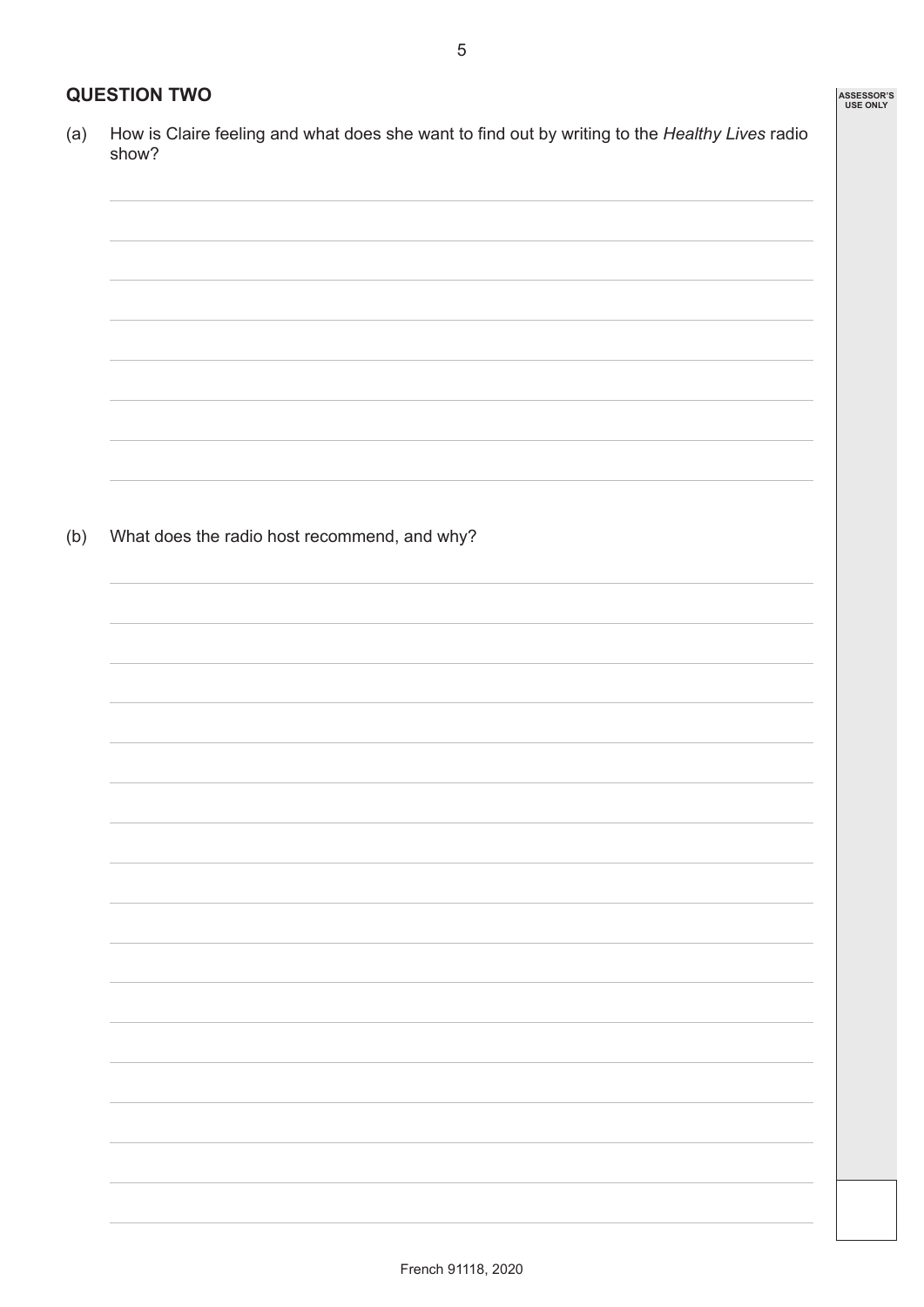## QUESTION TWO

(a) How is Claire feeling and what does she want to find out by writing to the *Healthy Lives* radio show?

(b) What does the radio host recommend, and why?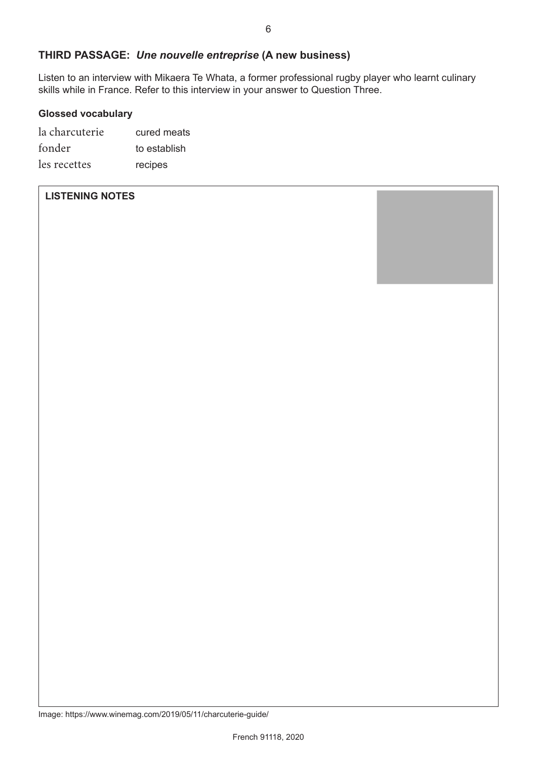## THIRD PASSAGE: *Une nouvelle entreprise* (A new business)

Listen to an interview with Mikaera Te Whata, a former professional rugby player who learnt culinary skills while in France. Refer to this interview in your answer to Question Three.

**Glossed vocabulary**

| | |
|---|---|
| la charcuterie | cured meats |
| fonder | to establish |
| les recettes | recipes |

**LISTENING NOTES**

Image: https://www.winemag.com/2019/05/11/charcuterie-guide/

French 91118, 2020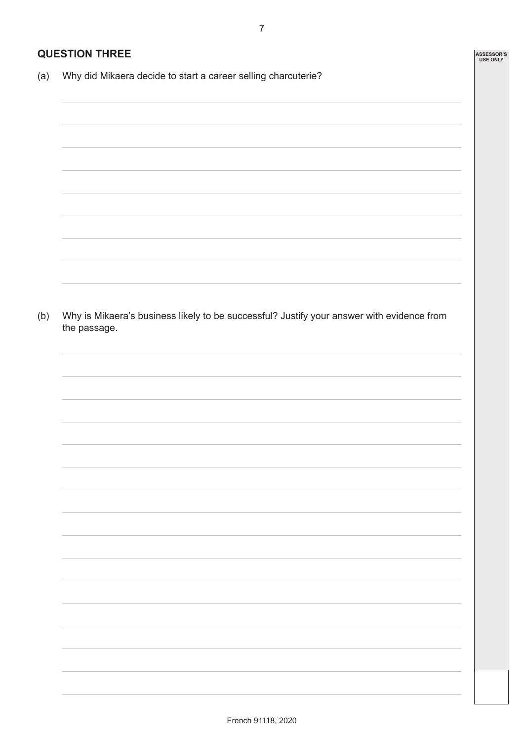## QUESTION THREE

(a) Why did Mikaera decide to start a career selling charcuterie?

(b) Why is Mikaera's business likely to be successful? Justify your answer with evidence from the passage.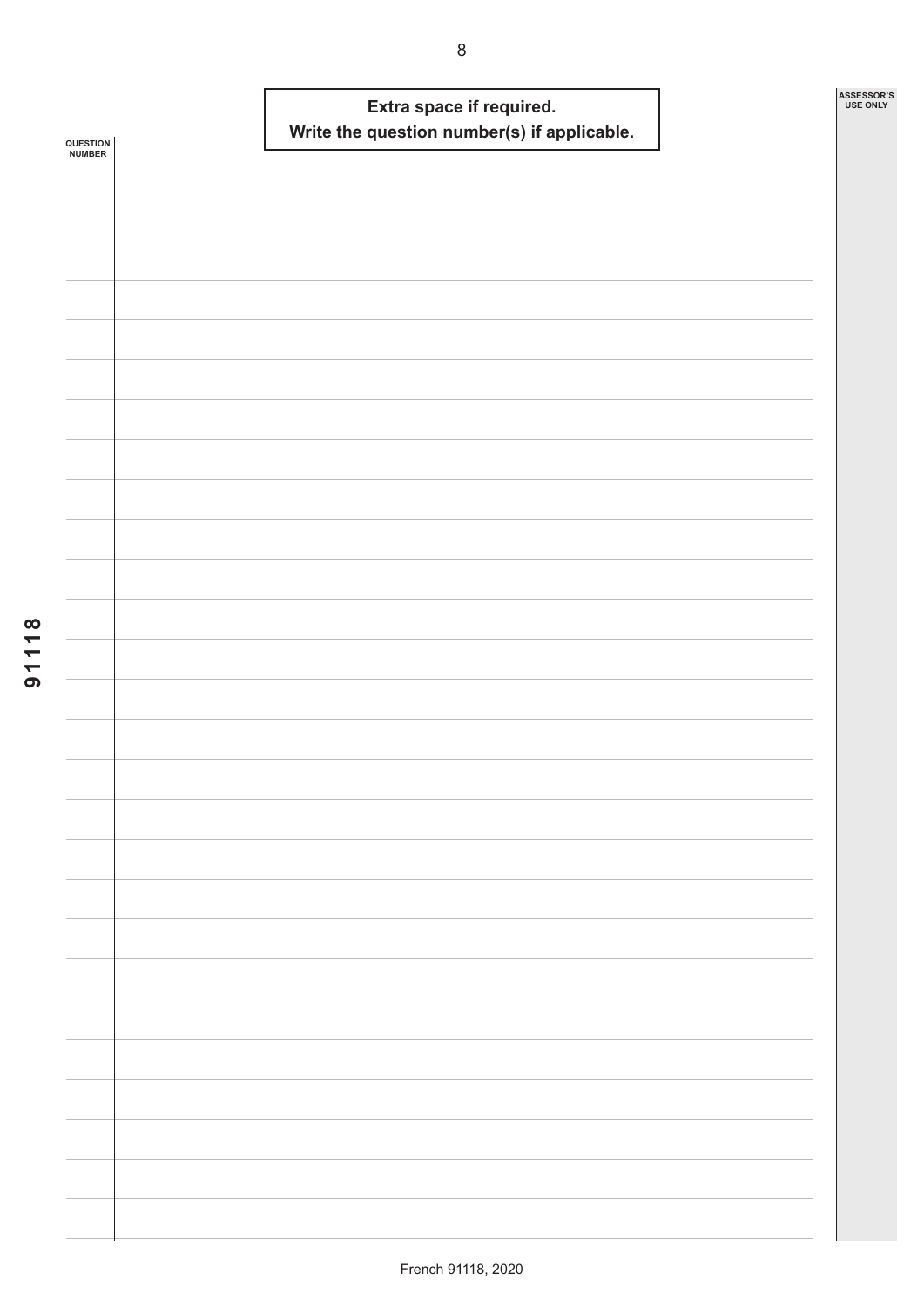**Extra space if required.**
**Write the question number(s) if applicable.**

QUESTION NUMBER

ASSESSOR'S USE ONLY